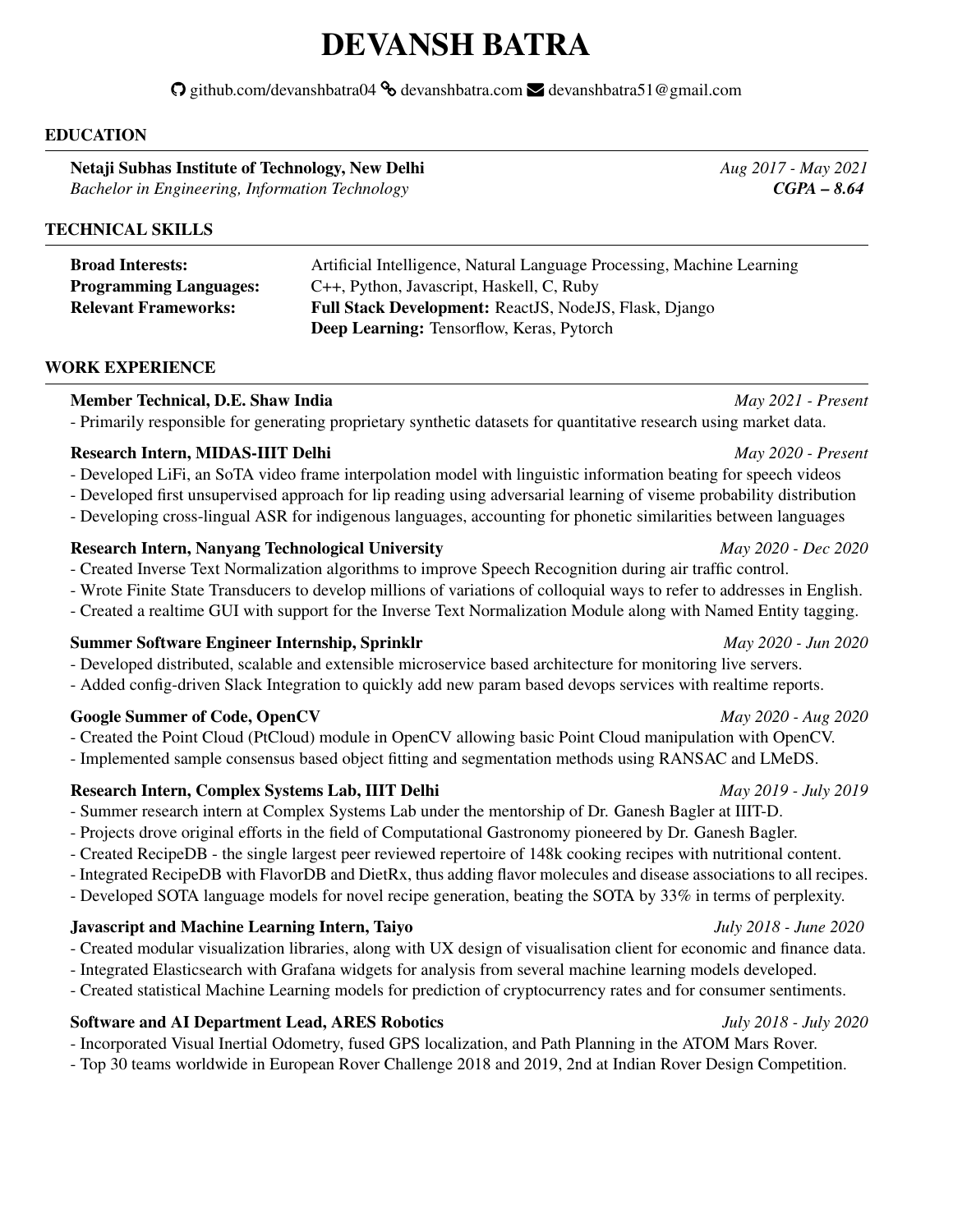# DEVANSH BATRA

github.com/devanshbatra04 devanshbatra.com devanshbatra51@gmail.com

## EDUCATION

**Netaji Subhas Institute of Technology, New Delhi** *Aug 2017 - May 2021*
*Bachelor in Engineering, Information Technology* ***CGPA – 8.64***

## TECHNICAL SKILLS

| | |
|---|---|
| **Broad Interests:** | Artificial Intelligence, Natural Language Processing, Machine Learning |
| **Programming Languages:** | C++, Python, Javascript, Haskell, C, Ruby |
| **Relevant Frameworks:** | **Full Stack Development:** ReactJS, NodeJS, Flask, Django |
| | **Deep Learning:** Tensorflow, Keras, Pytorch |

## WORK EXPERIENCE

**Member Technical, D.E. Shaw India** *May 2021 - Present*
- Primarily responsible for generating proprietary synthetic datasets for quantitative research using market data.

**Research Intern, MIDAS-IIIT Delhi** *May 2020 - Present*
- Developed LiFi, an SoTA video frame interpolation model with linguistic information beating for speech videos
- Developed first unsupervised approach for lip reading using adversarial learning of viseme probability distribution
- Developing cross-lingual ASR for indigenous languages, accounting for phonetic similarities between languages

**Research Intern, Nanyang Technological University** *May 2020 - Dec 2020*
- Created Inverse Text Normalization algorithms to improve Speech Recognition during air traffic control.
- Wrote Finite State Transducers to develop millions of variations of colloquial ways to refer to addresses in English.
- Created a realtime GUI with support for the Inverse Text Normalization Module along with Named Entity tagging.

**Summer Software Engineer Internship, Sprinklr** *May 2020 - Jun 2020*
- Developed distributed, scalable and extensible microservice based architecture for monitoring live servers.
- Added config-driven Slack Integration to quickly add new param based devops services with realtime reports.

**Google Summer of Code, OpenCV** *May 2020 - Aug 2020*
- Created the Point Cloud (PtCloud) module in OpenCV allowing basic Point Cloud manipulation with OpenCV.
- Implemented sample consensus based object fitting and segmentation methods using RANSAC and LMeDS.

**Research Intern, Complex Systems Lab, IIIT Delhi** *May 2019 - July 2019*
- Summer research intern at Complex Systems Lab under the mentorship of Dr. Ganesh Bagler at IIIT-D.
- Projects drove original efforts in the field of Computational Gastronomy pioneered by Dr. Ganesh Bagler.
- Created RecipeDB - the single largest peer reviewed repertoire of 148k cooking recipes with nutritional content.
- Integrated RecipeDB with FlavorDB and DietRx, thus adding flavor molecules and disease associations to all recipes.
- Developed SOTA language models for novel recipe generation, beating the SOTA by 33% in terms of perplexity.

**Javascript and Machine Learning Intern, Taiyo** *July 2018 - June 2020*
- Created modular visualization libraries, along with UX design of visualisation client for economic and finance data.
- Integrated Elasticsearch with Grafana widgets for analysis from several machine learning models developed.
- Created statistical Machine Learning models for prediction of cryptocurrency rates and for consumer sentiments.

**Software and AI Department Lead, ARES Robotics** *July 2018 - July 2020*
- Incorporated Visual Inertial Odometry, fused GPS localization, and Path Planning in the ATOM Mars Rover.
- Top 30 teams worldwide in European Rover Challenge 2018 and 2019, 2nd at Indian Rover Design Competition.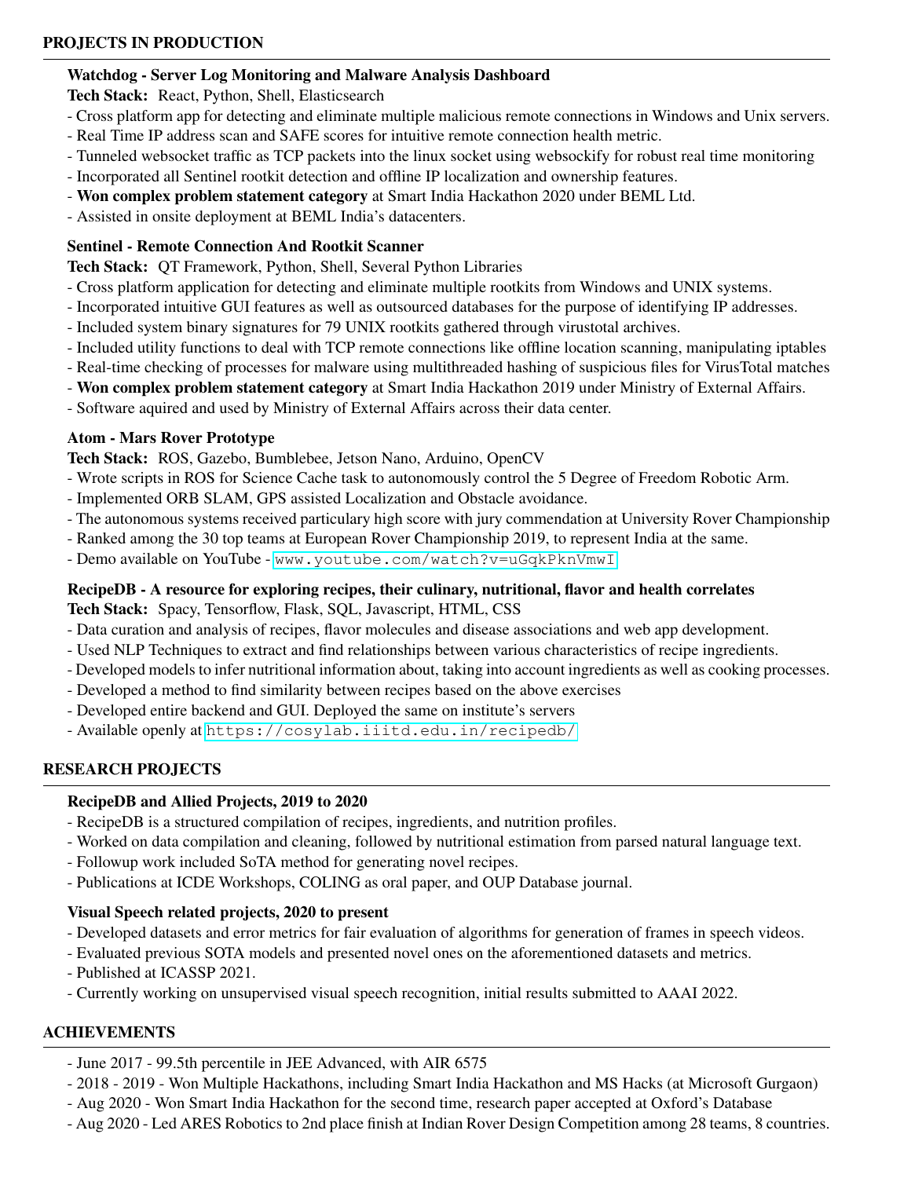## PROJECTS IN PRODUCTION

### Watchdog - Server Log Monitoring and Malware Analysis Dashboard

**Tech Stack:** React, Python, Shell, Elasticsearch

- Cross platform app for detecting and eliminate multiple malicious remote connections in Windows and Unix servers.
- Real Time IP address scan and SAFE scores for intuitive remote connection health metric.
- Tunneled websocket traffic as TCP packets into the linux socket using websockify for robust real time monitoring
- Incorporated all Sentinel rootkit detection and offline IP localization and ownership features.
- **Won complex problem statement category** at Smart India Hackathon 2020 under BEML Ltd.
- Assisted in onsite deployment at BEML India's datacenters.

### Sentinel - Remote Connection And Rootkit Scanner

**Tech Stack:** QT Framework, Python, Shell, Several Python Libraries

- Cross platform application for detecting and eliminate multiple rootkits from Windows and UNIX systems.
- Incorporated intuitive GUI features as well as outsourced databases for the purpose of identifying IP addresses.
- Included system binary signatures for 79 UNIX rootkits gathered through virustotal archives.
- Included utility functions to deal with TCP remote connections like offline location scanning, manipulating iptables
- Real-time checking of processes for malware using multithreaded hashing of suspicious files for VirusTotal matches
- **Won complex problem statement category** at Smart India Hackathon 2019 under Ministry of External Affairs.
- Software aquired and used by Ministry of External Affairs across their data center.

### Atom - Mars Rover Prototype

**Tech Stack:** ROS, Gazebo, Bumblebee, Jetson Nano, Arduino, OpenCV

- Wrote scripts in ROS for Science Cache task to autonomously control the 5 Degree of Freedom Robotic Arm.
- Implemented ORB SLAM, GPS assisted Localization and Obstacle avoidance.
- The autonomous systems received particulary high score with jury commendation at University Rover Championship
- Ranked among the 30 top teams at European Rover Championship 2019, to represent India at the same.
- Demo available on YouTube - `www.youtube.com/watch?v=uGqkPknVmwI`

### RecipeDB - A resource for exploring recipes, their culinary, nutritional, flavor and health correlates

**Tech Stack:** Spacy, Tensorflow, Flask, SQL, Javascript, HTML, CSS

- Data curation and analysis of recipes, flavor molecules and disease associations and web app development.
- Used NLP Techniques to extract and find relationships between various characteristics of recipe ingredients.
- Developed models to infer nutritional information about, taking into account ingredients as well as cooking processes.
- Developed a method to find similarity between recipes based on the above exercises
- Developed entire backend and GUI. Deployed the same on institute's servers
- Available openly at `https://cosylab.iiitd.edu.in/recipedb/`

## RESEARCH PROJECTS

### RecipeDB and Allied Projects, 2019 to 2020

- RecipeDB is a structured compilation of recipes, ingredients, and nutrition profiles.
- Worked on data compilation and cleaning, followed by nutritional estimation from parsed natural language text.
- Followup work included SoTA method for generating novel recipes.
- Publications at ICDE Workshops, COLING as oral paper, and OUP Database journal.

### Visual Speech related projects, 2020 to present

- Developed datasets and error metrics for fair evaluation of algorithms for generation of frames in speech videos.
- Evaluated previous SOTA models and presented novel ones on the aforementioned datasets and metrics.
- Published at ICASSP 2021.
- Currently working on unsupervised visual speech recognition, initial results submitted to AAAI 2022.

## ACHIEVEMENTS

- June 2017 - 99.5th percentile in JEE Advanced, with AIR 6575
- 2018 - 2019 - Won Multiple Hackathons, including Smart India Hackathon and MS Hacks (at Microsoft Gurgaon)
- Aug 2020 - Won Smart India Hackathon for the second time, research paper accepted at Oxford's Database
- Aug 2020 - Led ARES Robotics to 2nd place finish at Indian Rover Design Competition among 28 teams, 8 countries.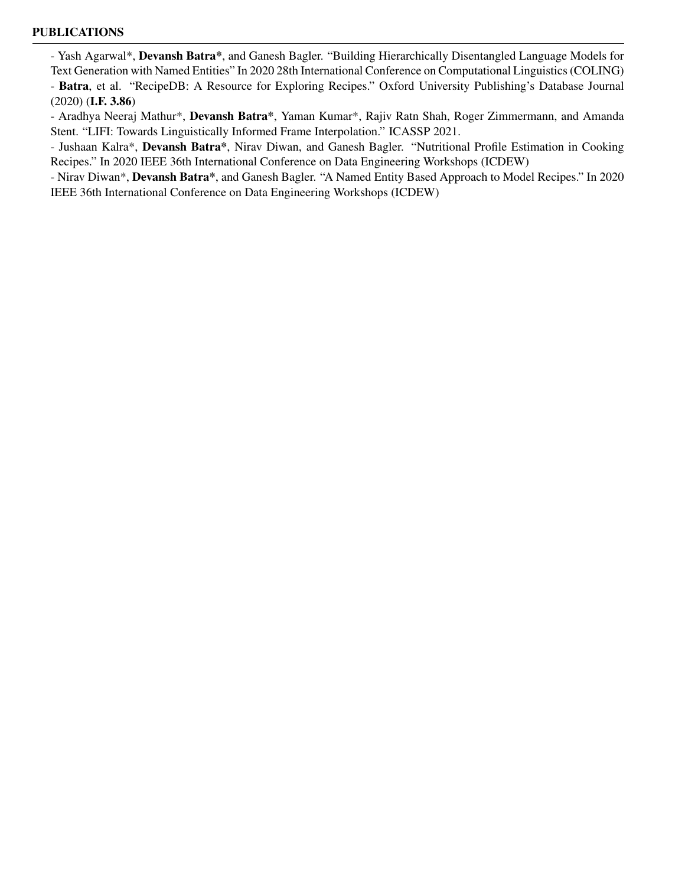## PUBLICATIONS

- Yash Agarwal*, **Devansh Batra***, and Ganesh Bagler. "Building Hierarchically Disentangled Language Models for Text Generation with Named Entities" In 2020 28th International Conference on Computational Linguistics (COLING)
- **Batra**, et al. "RecipeDB: A Resource for Exploring Recipes." Oxford University Publishing's Database Journal (2020) (**I.F. 3.86**)
- Aradhya Neeraj Mathur*, **Devansh Batra***, Yaman Kumar*, Rajiv Ratn Shah, Roger Zimmermann, and Amanda Stent. "LIFI: Towards Linguistically Informed Frame Interpolation." ICASSP 2021.
- Jushaan Kalra*, **Devansh Batra***, Nirav Diwan, and Ganesh Bagler. "Nutritional Profile Estimation in Cooking Recipes." In 2020 IEEE 36th International Conference on Data Engineering Workshops (ICDEW)
- Nirav Diwan*, **Devansh Batra***, and Ganesh Bagler. "A Named Entity Based Approach to Model Recipes." In 2020 IEEE 36th International Conference on Data Engineering Workshops (ICDEW)